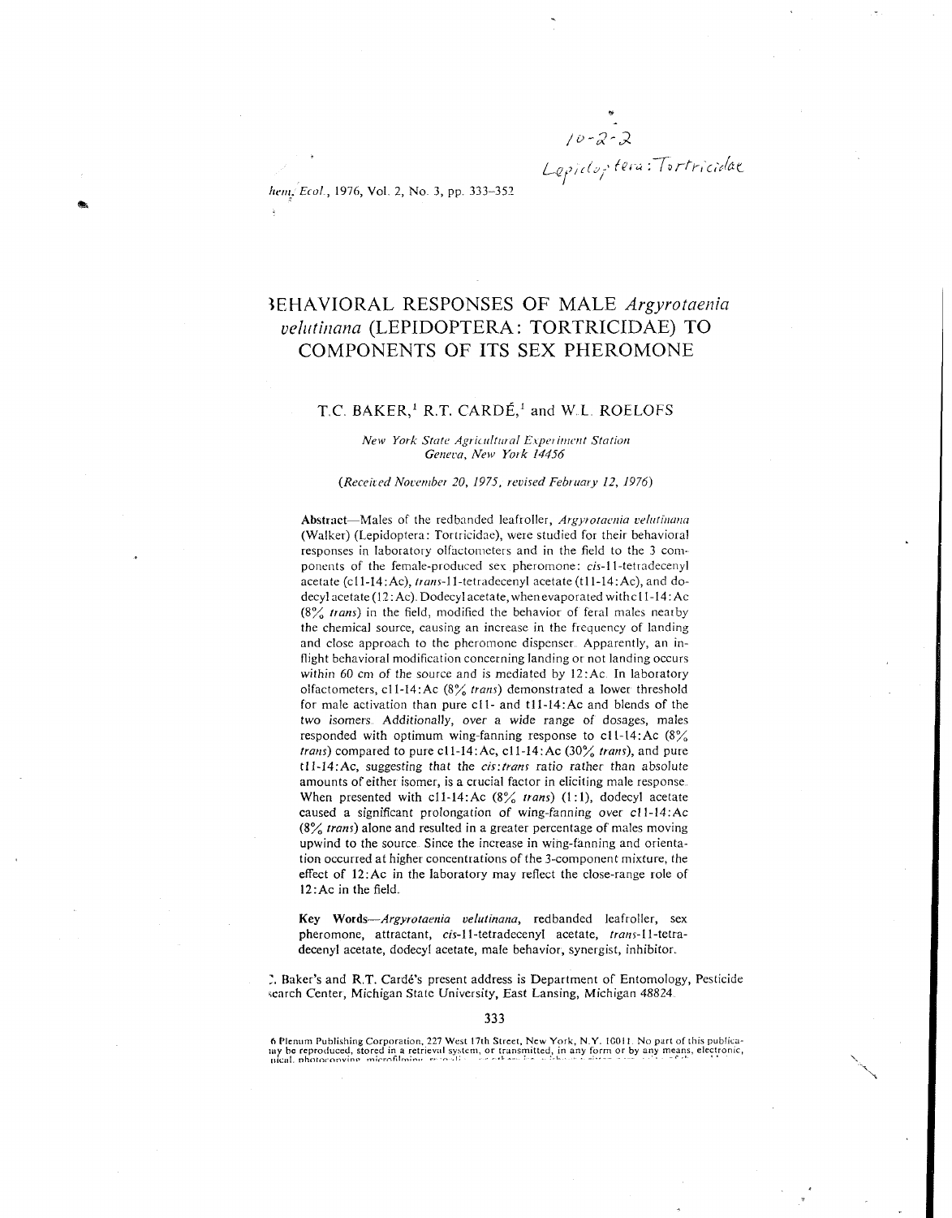10-2-2
Lepidoptera: Tortricidae

# BEHAVIORAL RESPONSES OF MALE *Argyrotaenia velutinana* (LEPIDOPTERA: TORTRICIDAE) TO COMPONENTS OF ITS SEX PHEROMONE

T.C. BAKER,[1] R.T. CARDÉ,[1] and W.L. ROELOFS

*New York State Agricultural Experiment Station Geneva, New York 14456*

*(Received November 20, 1975, revised February 12, 1976)*

**Abstract**—Males of the redbanded leafroller, *Argyrotaenia velutinana* (Walker) (Lepidoptera: Tortricidae), were studied for their behavioral responses in laboratory olfactometers and in the field to the 3 components of the female-produced sex pheromone: *cis*-11-tetradecenyl acetate (c11-14:Ac), *trans*-11-tetradecenyl acetate (t11-14:Ac), and dodecyl acetate (12:Ac). Dodecyl acetate, when evaporated with c11-14:Ac (8% *trans*) in the field, modified the behavior of feral males nearby the chemical source, causing an increase in the frequency of landing and close approach to the pheromone dispenser. Apparently, an in-flight behavioral modification concerning landing or not landing occurs within 60 cm of the source and is mediated by 12:Ac. In laboratory olfactometers, c11-14:Ac (8% *trans*) demonstrated a lower threshold for male activation than pure c11- and t11-14:Ac and blends of the two isomers. Additionally, over a wide range of dosages, males responded with optimum wing-fanning response to c11-14:Ac (8% *trans*) compared to pure c11-14:Ac, c11-14:Ac (30% *trans*), and pure t11-14:Ac, suggesting that the *cis*:*trans* ratio rather than absolute amounts of either isomer, is a crucial factor in eliciting male response. When presented with c11-14:Ac (8% *trans*) (1:1), dodecyl acetate caused a significant prolongation of wing-fanning over c11-14:Ac (8% *trans*) alone and resulted in a greater percentage of males moving upwind to the source. Since the increase in wing-fanning and orientation occurred at higher concentrations of the 3-component mixture, the effect of 12:Ac in the laboratory may reflect the close-range role of 12:Ac in the field.

**Key Words**—*Argyrotaenia velutinana*, redbanded leafroller, sex pheromone, attractant, *cis*-11-tetradecenyl acetate, *trans*-11-tetradecenyl acetate, dodecyl acetate, male behavior, synergist, inhibitor.

[1] T.C. Baker's and R.T. Cardé's present address is Department of Entomology, Pesticide Research Center, Michigan State University, East Lansing, Michigan 48824.

© Plenum Publishing Corporation, 227 West 17th Street, New York, N.Y. 10011. No part of this publication may be reproduced, stored in a retrieval system, or transmitted, in any form or by any means, electronic, mechanical, photocopying, microfilming, recording, or otherwise, without written permission of the publisher.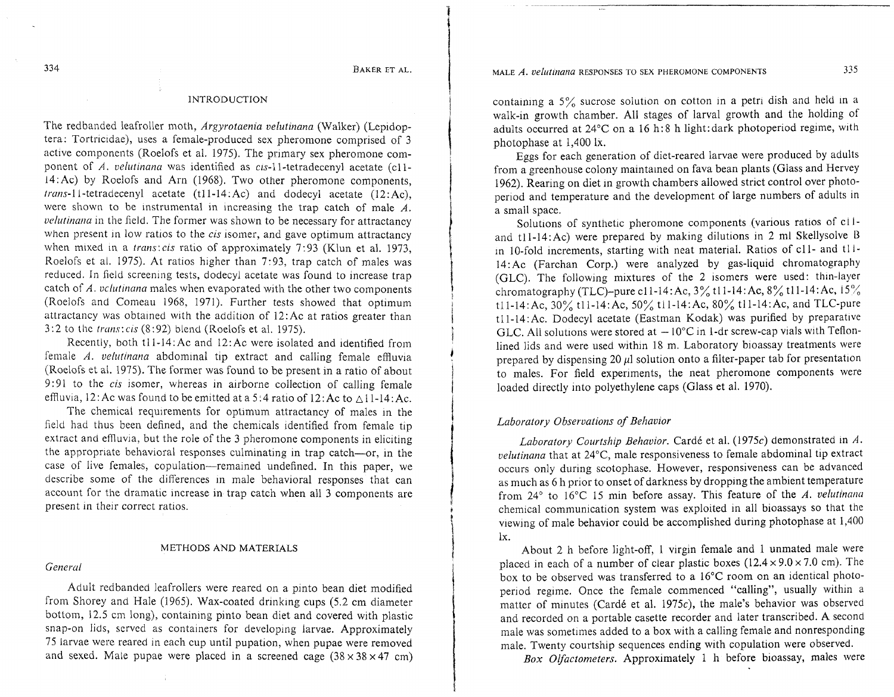## INTRODUCTION

The redbanded leafroller moth, *Argyrotaenia velutinana* (Walker) (Lepidoptera: Tortricidae), uses a female-produced sex pheromone comprised of 3 active components (Roelofs et al. 1975). The primary sex pheromone component of *A. velutinana* was identified as *cis*-11-tetradecenyl acetate (c11-14:Ac) by Roelofs and Arn (1968). Two other pheromone components, *trans*-11-tetradecenyl acetate (t11-14:Ac) and dodecyl acetate (12:Ac), were shown to be instrumental in increasing the trap catch of male *A. velutinana* in the field. The former was shown to be necessary for attractancy when present in low ratios to the *cis* isomer, and gave optimum attractancy when mixed in a *trans*:*cis* ratio of approximately 7:93 (Klun et al. 1973, Roelofs et al. 1975). At ratios higher than 7:93, trap catch of males was reduced. In field screening tests, dodecyl acetate was found to increase trap catch of *A. velutinana* males when evaporated with the other two components (Roelofs and Comeau 1968, 1971). Further tests showed that optimum attractancy was obtained with the addition of 12:Ac at ratios greater than 3:2 to the *trans*:*cis* (8:92) blend (Roelofs et al. 1975).

Recently, both t11-14:Ac and 12:Ac were isolated and identified from female *A. velutinana* abdominal tip extract and calling female effluvia (Roelofs et al. 1975). The former was found to be present in a ratio of about 9:91 to the *cis* isomer, whereas in airborne collection of calling female effluvia, 12:Ac was found to be emitted at a 5:4 ratio of 12:Ac to $\Delta$11-14:Ac.

The chemical requirements for optimum attractancy of males in the field had thus been defined, and the chemicals identified from female tip extract and effluvia, but the role of the 3 pheromone components in eliciting the appropriate behavioral responses culminating in trap catch—or, in the case of live females, copulation—remained undefined. In this paper, we describe some of the differences in male behavioral responses that can account for the dramatic increase in trap catch when all 3 components are present in their correct ratios.

## METHODS AND MATERIALS

### *General*

Adult redbanded leafrollers were reared on a pinto bean diet modified from Shorey and Hale (1965). Wax-coated drinking cups (5.2 cm diameter bottom, 12.5 cm long), containing pinto bean diet and covered with plastic snap-on lids, served as containers for developing larvae. Approximately 75 larvae were reared in each cup until pupation, when pupae were removed and sexed. Male pupae were placed in a screened cage (38 × 38 × 47 cm) containing a 5% sucrose solution on cotton in a petri dish and held in a walk-in growth chamber. All stages of larval growth and the holding of adults occurred at 24°C on a 16 h:8 h light:dark photoperiod regime, with photophase at 1,400 lx.

Eggs for each generation of diet-reared larvae were produced by adults from a greenhouse colony maintained on fava bean plants (Glass and Hervey 1962). Rearing on diet in growth chambers allowed strict control over photoperiod and temperature and the development of large numbers of adults in a small space.

Solutions of synthetic pheromone components (various ratios of c11- and t11-14:Ac) were prepared by making dilutions in 2 ml Skellysolve B in 10-fold increments, starting with neat material. Ratios of c11- and t11-14:Ac (Farchan Corp.) were analyzed by gas-liquid chromatography (GLC). The following mixtures of the 2 isomers were used: thin-layer chromatography (TLC)–pure c11-14:Ac, 3% t11-14:Ac, 8% t11-14:Ac, 15% t11-14:Ac, 30% t11-14:Ac, 50% t11-14:Ac, 80% t11-14:Ac, and TLC-pure t11-14:Ac. Dodecyl acetate (Eastman Kodak) was purified by preparative GLC. All solutions were stored at −10°C in 1-dr screw-cap vials with Teflon-lined lids and were used within 18 m. Laboratory bioassay treatments were prepared by dispensing 20 μl solution onto a filter-paper tab for presentation to males. For field experiments, the neat pheromone components were loaded directly into polyethylene caps (Glass et al. 1970).

### *Laboratory Observations of Behavior*

*Laboratory Courtship Behavior.* Cardé et al. (1975c) demonstrated in *A. velutinana* that at 24°C, male responsiveness to female abdominal tip extract occurs only during scotophase. However, responsiveness can be advanced as much as 6 h prior to onset of darkness by dropping the ambient temperature from 24° to 16°C 15 min before assay. This feature of the *A. velutinana* chemical communication system was exploited in all bioassays so that the viewing of male behavior could be accomplished during photophase at 1,400 lx.

About 2 h before light-off, 1 virgin female and 1 unmated male were placed in each of a number of clear plastic boxes (12.4 × 9.0 × 7.0 cm). The box to be observed was transferred to a 16°C room on an identical photoperiod regime. Once the female commenced "calling", usually within a matter of minutes (Cardé et al. 1975c), the male's behavior was observed and recorded on a portable casette recorder and later transcribed. A second male was sometimes added to a box with a calling female and nonresponding male. Twenty courtship sequences ending with copulation were observed.

*Box Olfactometers.* Approximately 1 h before bioassay, males were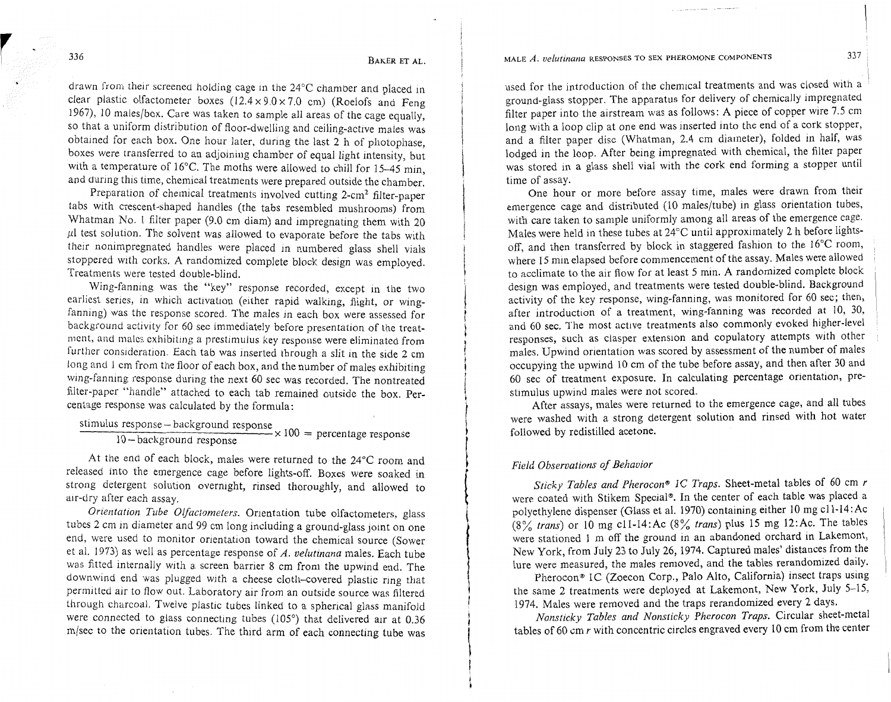drawn from their screened holding cage in the 24°C chamber and placed in clear plastic olfactometer boxes (12.4 × 9.0 × 7.0 cm) (Roelofs and Feng 1967), 10 males/box. Care was taken to sample all areas of the cage equally, so that a uniform distribution of floor-dwelling and ceiling-active males was obtained for each box. One hour later, during the last 2 h of photophase, boxes were transferred to an adjoining chamber of equal light intensity, but with a temperature of 16°C. The moths were allowed to chill for 15–45 min, and during this time, chemical treatments were prepared outside the chamber.

Preparation of chemical treatments involved cutting 2-$cm^2$ filter-paper tabs with crescent-shaped handles (the tabs resembled mushrooms) from Whatman No. 1 filter paper (9.0 cm diam) and impregnating them with 20 $\mu$l test solution. The solvent was allowed to evaporate before the tabs with their nonimpregnated handles were placed in numbered glass shell vials stoppered with corks. A randomized complete block design was employed. Treatments were tested double-blind.

Wing-fanning was the "key" response recorded, except in the two earliest series, in which activation (either rapid walking, flight, or wing-fanning) was the response scored. The males in each box were assessed for background activity for 60 sec immediately before presentation of the treatment, and males exhibiting a prestimulus key response were eliminated from further consideration. Each tab was inserted through a slit in the side 2 cm long and 1 cm from the floor of each box, and the number of males exhibiting wing-fanning response during the next 60 sec was recorded. The nontreated filter-paper "handle" attached to each tab remained outside the box. Percentage response was calculated by the formula:

$$\frac{\text{stimulus response} - \text{background response}}{10 - \text{background response}} \times 100 = \text{percentage response}$$

At the end of each block, males were returned to the 24°C room and released into the emergence cage before lights-off. Boxes were soaked in strong detergent solution overnight, rinsed thoroughly, and allowed to air-dry after each assay.

*Orientation Tube Olfactometers.* Orientation tube olfactometers, glass tubes 2 cm in diameter and 99 cm long including a ground-glass joint on one end, were used to monitor orientation toward the chemical source (Sower et al. 1973) as well as percentage response of *A. velutinana* males. Each tube was fitted internally with a screen barrier 8 cm from the upwind end. The downwind end was plugged with a cheese cloth–covered plastic ring that permitted air to flow out. Laboratory air from an outside source was filtered through charcoal. Twelve plastic tubes linked to a spherical glass manifold were connected to glass connecting tubes (105°) that delivered air at 0.36 m/sec to the orientation tubes. The third arm of each connecting tube was used for the introduction of the chemical treatments and was closed with a ground-glass stopper. The apparatus for delivery of chemically impregnated filter paper into the airstream was as follows: A piece of copper wire 7.5 cm long with a loop clip at one end was inserted into the end of a cork stopper, and a filter paper disc (Whatman, 2.4 cm diameter), folded in half, was lodged in the loop. After being impregnated with chemical, the filter paper was stored in a glass shell vial with the cork end forming a stopper until time of assay.

One hour or more before assay time, males were drawn from their emergence cage and distributed (10 males/tube) in glass orientation tubes, with care taken to sample uniformly among all areas of the emergence cage. Males were held in these tubes at 24°C until approximately 2 h before lights-off, and then transferred by block in staggered fashion to the 16°C room, where 15 min elapsed before commencement of the assay. Males were allowed to acclimate to the air flow for at least 5 min. A randomized complete block design was employed, and treatments were tested double-blind. Background activity of the key response, wing-fanning, was monitored for 60 sec; then, after introduction of a treatment, wing-fanning was recorded at 10, 30, and 60 sec. The most active treatments also commonly evoked higher-level responses, such as clasper extension and copulatory attempts with other males. Upwind orientation was scored by assessment of the number of males occupying the upwind 10 cm of the tube before assay, and then after 30 and 60 sec of treatment exposure. In calculating percentage orientation, prestimulus upwind males were not scored.

After assays, males were returned to the emergence cage, and all tubes were washed with a strong detergent solution and rinsed with hot water followed by redistilled acetone.

### Field Observations of Behavior

*Sticky Tables and Pherocon® 1C Traps.* Sheet-metal tables of 60 cm *r* were coated with Stikem Special®. In the center of each table was placed a polyethylene dispenser (Glass et al. 1970) containing either 10 mg c11-14:Ac (8% *trans*) or 10 mg c11-14:Ac (8% *trans*) plus 15 mg 12:Ac. The tables were stationed 1 m off the ground in an abandoned orchard in Lakemont, New York, from July 23 to July 26, 1974. Captured males' distances from the lure were measured, the males removed, and the tables rerandomized daily.

Pherocon® 1C (Zoecon Corp., Palo Alto, California) insect traps using the same 2 treatments were deployed at Lakemont, New York, July 5–15, 1974. Males were removed and the traps rerandomized every 2 days.

*Nonsticky Tables and Nonsticky Pherocon Traps.* Circular sheet-metal tables of 60 cm *r* with concentric circles engraved every 10 cm from the center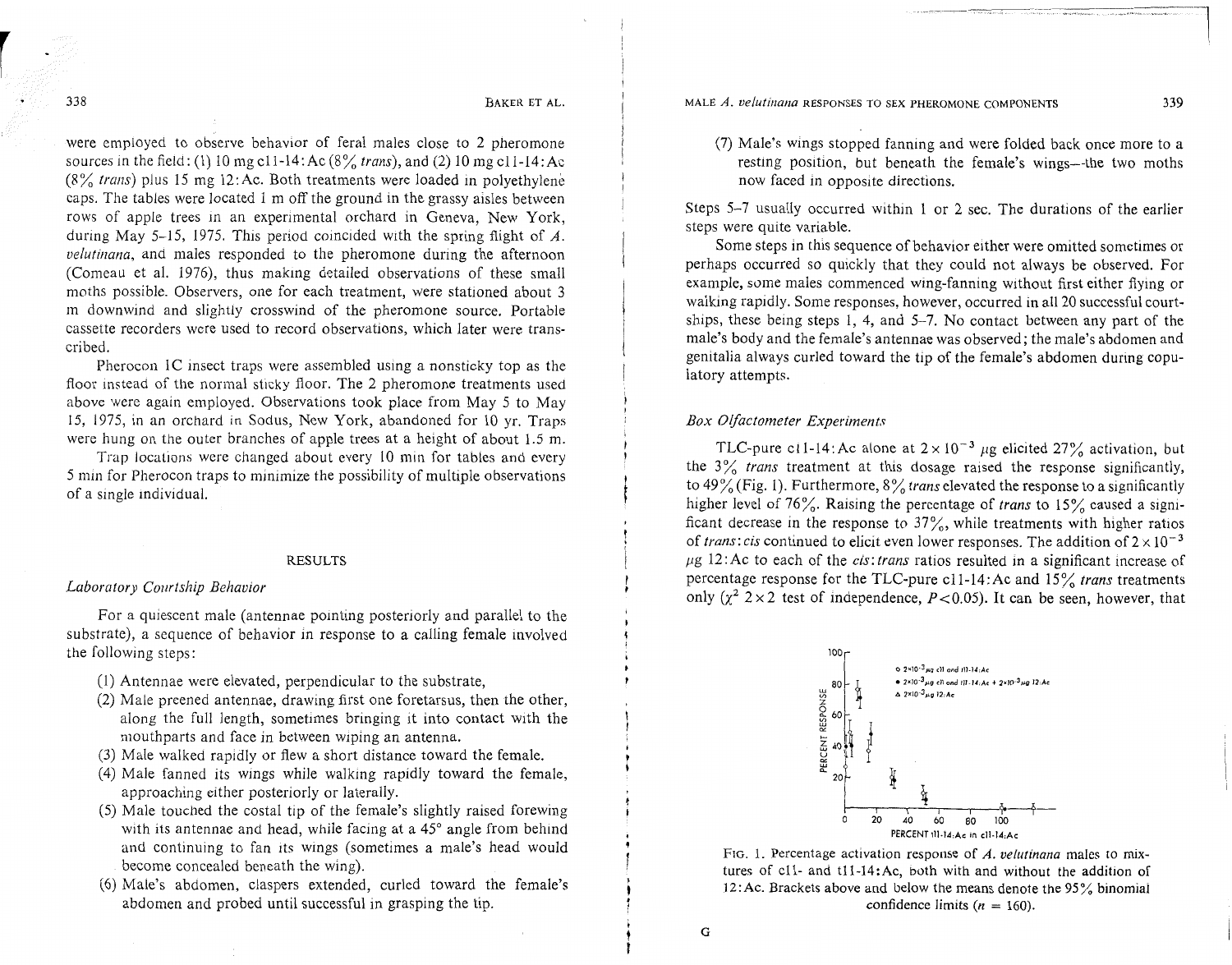were employed to observe behavior of feral males close to 2 pheromone sources in the field: (1) 10 mg c11-14:Ac (8% *trans*), and (2) 10 mg c11-14:Ac (8% *trans*) plus 15 mg 12:Ac. Both treatments were loaded in polyethylene caps. The tables were located 1 m off the ground in the grassy aisles between rows of apple trees in an experimental orchard in Geneva, New York, during May 5–15, 1975. This period coincided with the spring flight of *A. velutinana*, and males responded to the pheromone during the afternoon (Comeau et al. 1976), thus making detailed observations of these small moths possible. Observers, one for each treatment, were stationed about 3 m downwind and slightly crosswind of the pheromone source. Portable cassette recorders were used to record observations, which later were transcribed.

Pherocon 1C insect traps were assembled using a nonsticky top as the floor instead of the normal sticky floor. The 2 pheromone treatments used above were again employed. Observations took place from May 5 to May 15, 1975, in an orchard in Sodus, New York, abandoned for 10 yr. Traps were hung on the outer branches of apple trees at a height of about 1.5 m.

Trap locations were changed about every 10 min for tables and every 5 min for Pherocon traps to minimize the possibility of multiple observations of a single individual.

## RESULTS

### *Laboratory Courtship Behavior*

For a quiescent male (antennae pointing posteriorly and parallel to the substrate), a sequence of behavior in response to a calling female involved the following steps:

(1) Antennae were elevated, perpendicular to the substrate,

(2) Male preened antennae, drawing first one foretarsus, then the other, along the full length, sometimes bringing it into contact with the mouthparts and face in between wiping an antenna.

(3) Male walked rapidly or flew a short distance toward the female.

(4) Male fanned its wings while walking rapidly toward the female, approaching either posteriorly or laterally.

(5) Male touched the costal tip of the female's slightly raised forewing with its antennae and head, while facing at a 45° angle from behind and continuing to fan its wings (sometimes a male's head would become concealed beneath the wing).

(6) Male's abdomen, claspers extended, curled toward the female's abdomen and probed until successful in grasping the tip.

(7) Male's wings stopped fanning and were folded back once more to a resting position, but beneath the female's wings—the two moths now faced in opposite directions.

Steps 5–7 usually occurred within 1 or 2 sec. The durations of the earlier steps were quite variable.

Some steps in this sequence of behavior either were omitted sometimes or perhaps occurred so quickly that they could not always be observed. For example, some males commenced wing-fanning without first either flying or walking rapidly. Some responses, however, occurred in all 20 successful courtships, these being steps 1, 4, and 5–7. No contact between any part of the male's body and the female's antennae was observed; the male's abdomen and genitalia always curled toward the tip of the female's abdomen during copulatory attempts.

### *Box Olfactometer Experiments*

TLC-pure c11-14:Ac alone at $2 \times 10^{-3}$ μg elicited 27% activation, but the 3% *trans* treatment at this dosage raised the response significantly, to 49% (Fig. 1). Furthermore, 8% *trans* elevated the response to a significantly higher level of 76%. Raising the percentage of *trans* to 15% caused a significant decrease in the response to 37%, while treatments with higher ratios of *trans*:*cis* continued to elicit even lower responses. The addition of $2 \times 10^{-3}$ μg 12:Ac to each of the *cis*:*trans* ratios resulted in a significant increase of percentage response for the TLC-pure c11-14:Ac and 15% *trans* treatments only ($\chi^2$ 2×2 test of independence, $P < 0.05$). It can be seen, however, that

FIG. 1. Percentage activation response of *A. velutinana* males to mixtures of c11- and t11-14:Ac, both with and without the addition of 12:Ac. Brackets above and below the means denote the 95% binomial confidence limits ($n$ = 160).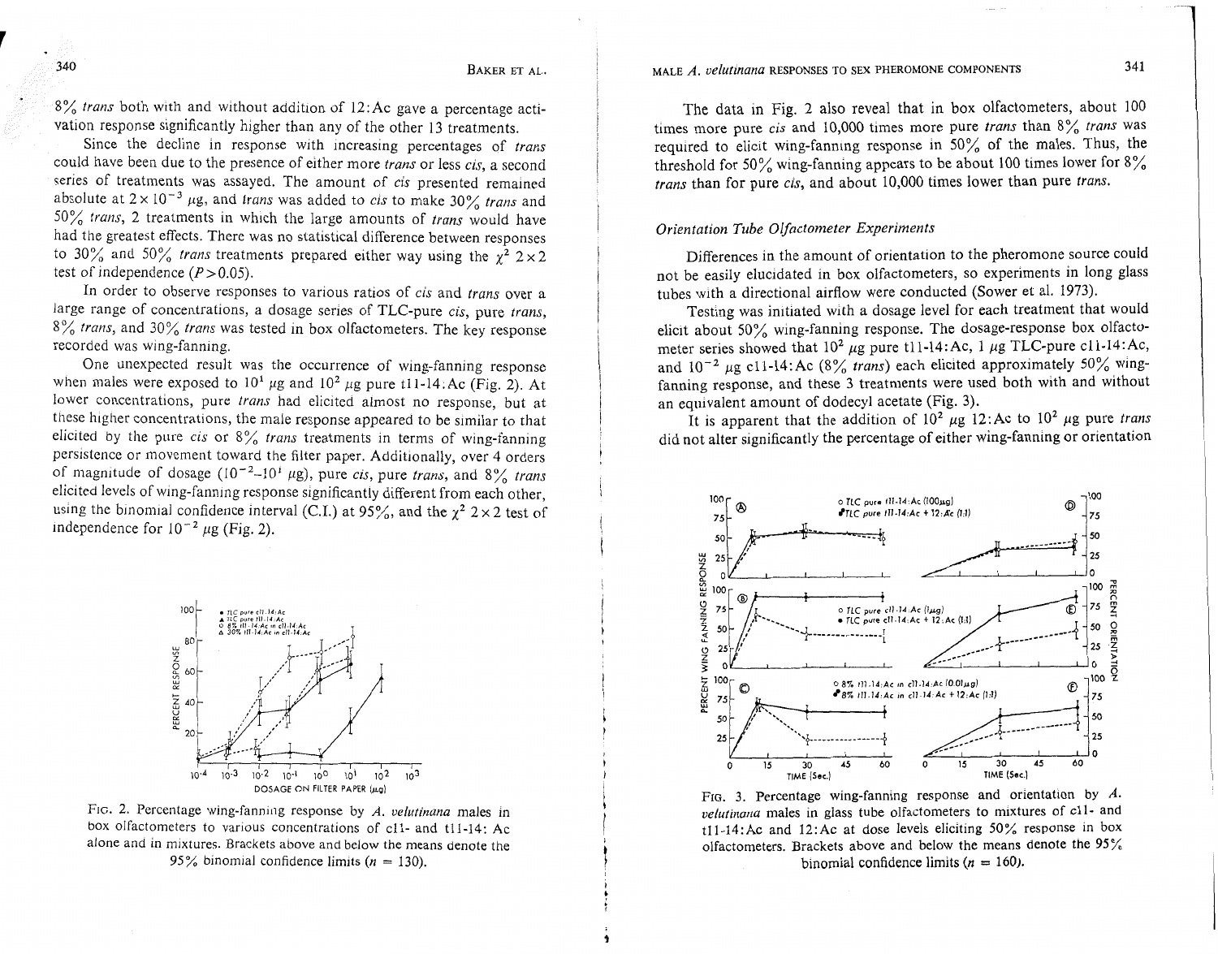8% *trans* both with and without addition of 12:Ac gave a percentage activation response significantly higher than any of the other 13 treatments.

Since the decline in response with increasing percentages of *trans* could have been due to the presence of either more *trans* or less *cis*, a second series of treatments was assayed. The amount of *cis* presented remained absolute at $2 \times 10^{-3}$ μg, and *trans* was added to *cis* to make 30% *trans* and 50% *trans*, 2 treatments in which the large amounts of *trans* would have had the greatest effects. There was no statistical difference between responses to 30% and 50% *trans* treatments prepared either way using the $\chi^2$ 2×2 test of independence ($P > 0.05$).

In order to observe responses to various ratios of *cis* and *trans* over a large range of concentrations, a dosage series of TLC-pure *cis*, pure *trans*, 8% *trans*, and 30% *trans* was tested in box olfactometers. The key response recorded was wing-fanning.

One unexpected result was the occurrence of wing-fanning response when males were exposed to $10^1$ μg and $10^2$ μg pure t11-14:Ac (Fig. 2). At lower concentrations, pure *trans* had elicited almost no response, but at these higher concentrations, the male response appeared to be similar to that elicited by the pure *cis* or 8% *trans* treatments in terms of wing-fanning persistence or movement toward the filter paper. Additionally, over 4 orders of magnitude of dosage ($10^{-2}$–$10^1$ μg), pure *cis*, pure *trans*, and 8% *trans* elicited levels of wing-fanning response significantly different from each other, using the binomial confidence interval (C.I.) at 95%, and the $\chi^2$ 2×2 test of independence for $10^{-2}$ μg (Fig. 2).

FIG. 2. Percentage wing-fanning response by *A. velutinana* males in box olfactometers to various concentrations of c11- and t11-14: Ac alone and in mixtures. Brackets above and below the means denote the 95% binomial confidence limits ($n$ = 130).

The data in Fig. 2 also reveal that in box olfactometers, about 100 times more pure *cis* and 10,000 times more pure *trans* than 8% *trans* was required to elicit wing-fanning response in 50% of the males. Thus, the threshold for 50% wing-fanning appears to be about 100 times lower for 8% *trans* than for pure *cis*, and about 10,000 times lower than pure *trans*.

### Orientation Tube Olfactometer Experiments

Differences in the amount of orientation to the pheromone source could not be easily elucidated in box olfactometers, so experiments in long glass tubes with a directional airflow were conducted (Sower et al. 1973).

Testing was initiated with a dosage level for each treatment that would elicit about 50% wing-fanning response. The dosage-response box olfactometer series showed that $10^2$ μg pure t11-14:Ac, 1 μg TLC-pure c11-14:Ac, and $10^{-2}$ μg c11-14:Ac (8% *trans*) each elicited approximately 50% wing-fanning response, and these 3 treatments were used both with and without an equivalent amount of dodecyl acetate (Fig. 3).

It is apparent that the addition of $10^2$ μg 12:Ac to $10^2$ μg pure *trans* did not alter significantly the percentage of either wing-fanning or orientation

FIG. 3. Percentage wing-fanning response and orientation by *A. velutinana* males in glass tube olfactometers to mixtures of c11- and t11-14:Ac and 12:Ac at dose levels eliciting 50% response in box olfactometers. Brackets above and below the means denote the 95% binomial confidence limits ($n$ = 160).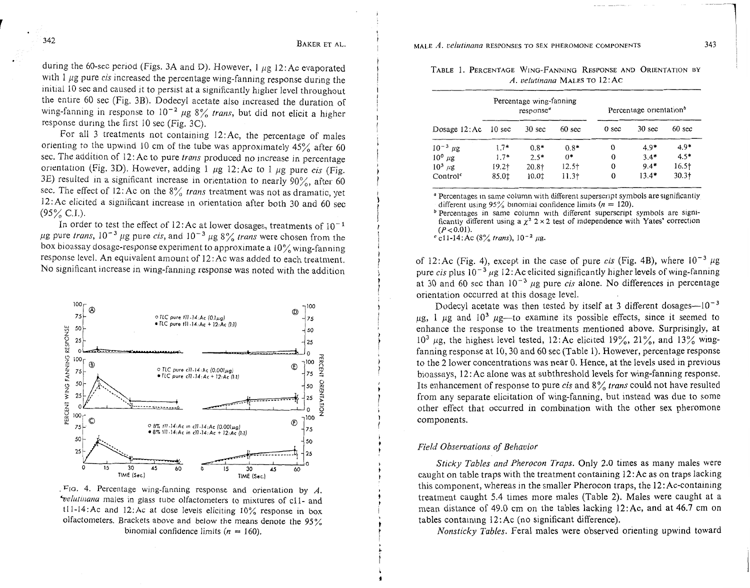during the 60-sec period (Figs. 3A and D). However, 1 μg 12:Ac evaporated with 1 μg pure *cis* increased the percentage wing-fanning response during the initial 10 sec and caused it to persist at a significantly higher level throughout the entire 60 sec (Fig. 3B). Dodecyl acetate also increased the duration of wing-fanning in response to $10^{-2}$ μg 8% *trans*, but did not elicit a higher response during the first 10 sec (Fig. 3C).

For all 3 treatments not containing 12:Ac, the percentage of males orienting to the upwind 10 cm of the tube was approximately 45% after 60 sec. The addition of 12:Ac to pure *trans* produced no increase in percentage orientation (Fig. 3D). However, adding 1 μg 12:Ac to 1 μg pure *cis* (Fig. 3E) resulted in a significant increase in orientation to nearly 90%, after 60 sec. The effect of 12:Ac on the 8% *trans* treatment was not as dramatic, yet 12:Ac elicited a significant increase in orientation after both 30 and 60 sec (95% C.I.).

In order to test the effect of 12:Ac at lower dosages, treatments of $10^{-1}$ μg pure *trans*, $10^{-3}$ μg pure *cis*, and $10^{-3}$ μg 8% *trans* were chosen from the box bioassay dosage-response experiment to approximate a 10% wing-fanning response level. An equivalent amount of 12:Ac was added to each treatment. No significant increase in wing-fanning response was noted with the addition

FIG. 4. Percentage wing-fanning response and orientation by *A. velutinana* males in glass tube olfactometers to mixtures of c11- and t11-14:Ac and 12:Ac at dose levels eliciting 10% response in box olfactometers. Brackets above and below the means denote the 95% binomial confidence limits ($n$ = 160).

of 12:Ac (Fig. 4), except in the case of pure *cis* (Fig. 4B), where $10^{-3}$ μg pure *cis* plus $10^{-3}$ μg 12:Ac elicited significantly higher levels of wing-fanning at 30 and 60 sec than $10^{-3}$ μg pure *cis* alone. No differences in percentage orientation occurred at this dosage level.

Dodecyl acetate was then tested by itself at 3 different dosages—$10^{-3}$ μg, 1 μg and $10^{3}$ μg—to examine its possible effects, since it seemed to enhance the response to the treatments mentioned above. Surprisingly, at $10^{3}$ μg, the highest level tested, 12:Ac elicited 19%, 21%, and 13% wing-fanning response at 10, 30 and 60 sec (Table 1). However, percentage response to the 2 lower concentrations was near 0. Hence, at the levels used in previous bioassays, 12:Ac alone was at subthreshold levels for wing-fanning response. Its enhancement of response to pure *cis* and 8% *trans* could not have resulted from any separate elicitation of wing-fanning, but instead was due to some other effect that occurred in combination with the other sex pheromone components.

TABLE 1. PERCENTAGE WING-FANNING RESPONSE AND ORIENTATION BY *A. velutinana* MALES TO 12:AC

| | Percentage wing-fanning response[a] | | | Percentage orientation[b] | | |
|---|---|---|---|---|---|---|
| Dosage 12:Ac | 10 sec | 30 sec | 60 sec | 0 sec | 30 sec | 60 sec |
| $10^{-3}$ μg | 1.7* | 0.8* | 0.8* | 0 | 4.9* | 4.9* |
| $10^{0}$ μg | 1.7* | 2.5* | 0* | 0 | 3.4* | 4.5* |
| $10^{3}$ μg | 19.2† | 20.8† | 12.5† | 0 | 9.4* | 16.5† |
| Control[c] | 85.0‡ | 10.0‡ | 11.3† | 0 | 13.4* | 30.3† |

[a] Percentages in same column with different superscript symbols are significantly different using 95% binomial confidence limits ($n$ = 120).

[b] Percentages in same column with different superscript symbols are significantly different using a $\chi^2$ 2 × 2 test of independence with Yates' correction ($P < 0.01$).

[c] c11-14:Ac (8% *trans*), $10^{-2}$ μg.

### Field Observations of Behavior

*Sticky Tables and Pherocon Traps.* Only 2.0 times as many males were caught on table traps with the treatment containing 12:Ac as on traps lacking this component, whereas in the smaller Pherocon traps, the 12:Ac-containing treatment caught 5.4 times more males (Table 2). Males were caught at a mean distance of 49.0 cm on the tables lacking 12:Ac, and at 46.7 cm on tables containing 12:Ac (no significant difference).

*Nonsticky Tables.* Feral males were observed orienting upwind toward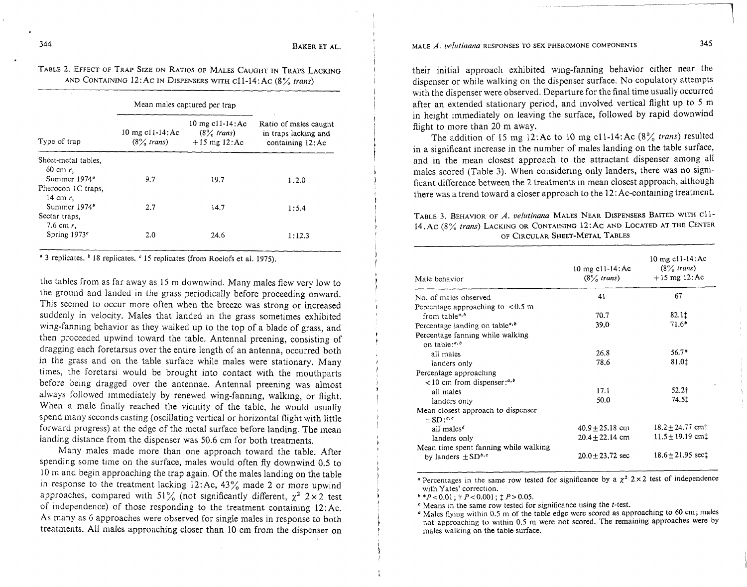TABLE 2. EFFECT OF TRAP SIZE ON RATIOS OF MALES CAUGHT IN TRAPS LACKING AND CONTAINING 12:Ac IN DISPENSERS WITH c11-14:Ac (8% *trans*)

| Type of trap | Mean males captured per trap | | Ratio of males caught in traps lacking and containing 12:Ac |
|---|---|---|---|
| | 10 mg c11-14:Ac (8% *trans*) | 10 mg c11-14:Ac (8% *trans*) +15 mg 12:Ac | |
| Sheet-metal tables, 60 cm *r*, Summer 1974[a] | 9.7 | 19.7 | 1:2.0 |
| Pherocon 1C traps, 14 cm *r*, Summer 1974[b] | 2.7 | 14.7 | 1:5.4 |
| Sectar traps, 7.6 cm *r*, Spring 1973[c] | 2.0 | 24.6 | 1:12.3 |

[a] 3 replicates. [b] 18 replicates. [c] 15 replicates (from Roelofs et al. 1975).

the tables from as far away as 15 m downwind. Many males flew very low to the ground and landed in the grass periodically before proceeding onward. This seemed to occur more often when the breeze was strong or increased suddenly in velocity. Males that landed in the grass sometimes exhibited wing-fanning behavior as they walked up to the top of a blade of grass, and then proceeded upwind toward the table. Antennal preening, consisting of dragging each foretarsus over the entire length of an antenna, occurred both in the grass and on the table surface while males were stationary. Many times, the foretarsi would be brought into contact with the mouthparts before being dragged over the antennae. Antennal preening was almost always followed immediately by renewed wing-fanning, walking, or flight. When a male finally reached the vicinity of the table, he would usually spend many seconds casting (oscillating vertical or horizontal flight with little forward progress) at the edge of the metal surface before landing. The mean landing distance from the dispenser was 50.6 cm for both treatments.

Many males made more than one approach toward the table. After spending some time on the surface, males would often fly downwind 0.5 to 10 m and begin approaching the trap again. Of the males landing on the table in response to the treatment lacking 12:Ac, 43% made 2 or more upwind approaches, compared with 51% (not significantly different, $\chi^2$ 2×2 test of independence) of those responding to the treatment containing 12:Ac. As many as 6 approaches were observed for single males in response to both treatments. All males approaching closer than 10 cm from the dispenser on their initial approach exhibited wing-fanning behavior either near the dispenser or while walking on the dispenser surface. No copulatory attempts with the dispenser were observed. Departure for the final time usually occurred after an extended stationary period, and involved vertical flight up to 5 m in height immediately on leaving the surface, followed by rapid downwind flight to more than 20 m away.

The addition of 15 mg 12:Ac to 10 mg c11-14:Ac (8% *trans*) resulted in a significant increase in the number of males landing on the table surface, and in the mean closest approach to the attractant dispenser among all males scored (Table 3). When considering only landers, there was no significant difference between the 2 treatments in mean closest approach, although there was a trend toward a closer approach to the 12:Ac-containing treatment.

TABLE 3. BEHAVIOR OF *A. velutinana* MALES NEAR DISPENSERS BAITED WITH c11-14:Ac (8% *trans*) LACKING OR CONTAINING 12:Ac AND LOCATED AT THE CENTER OF CIRCULAR SHEET-METAL TABLES

| Male behavior | 10 mg c11-14:Ac (8% *trans*) | 10 mg c11-14:Ac (8% *trans*) +15 mg 12:Ac |
|---|---|---|
| No. of males observed | 41 | 67 |
| Percentage approaching to <0.5 m from table[a,b] | 70.7 | 82.1‡ |
| Percentage landing on table[a,b] | 39.0 | 71.6* |
| Percentage fanning while walking on table:[a,b] | | |
| all males | 26.8 | 56.7* |
| landers only | 78.6 | 81.0‡ |
| Percentage approaching <10 cm from dispenser:[a,b] | | |
| all males | 17.1 | 52.2† |
| landers only | 50.0 | 74.5‡ |
| Mean closest approach to dispenser ±SD:[b,c] | | |
| all males[d] | 40.9±25.18 cm | 18.2±24.77 cm† |
| landers only | 20.4±22.14 cm | 11.5±19.19 cm‡ |
| Mean time spent fanning while walking by landers ±SD[b,c] | 20.0±23.72 sec | 18.6±21.95 sec‡ |

[a] Percentages in the same row tested for significance by a $\chi^2$ 2×2 test of independence with Yates' correction.
[b] \*$P<0.01$; †$P<0.001$; ‡$P>0.05$.
[c] Means in the same row tested for significance using the *t*-test.
[d] Males flying within 0.5 m of the table edge were scored as approaching to 60 cm; males not approaching to within 0.5 m were not scored. The remaining approaches were by males walking on the table surface.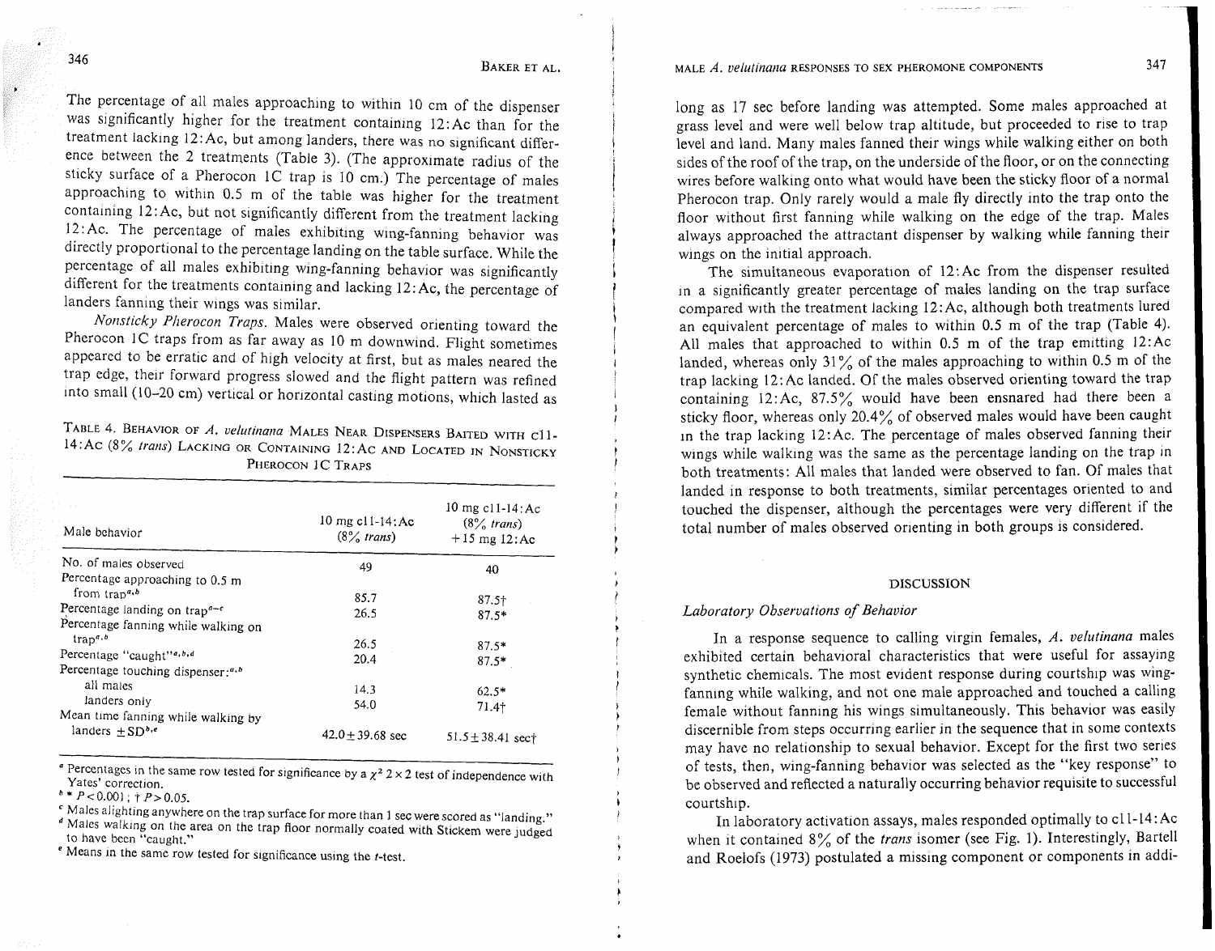The percentage of all males approaching to within 10 cm of the dispenser was significantly higher for the treatment containing 12:Ac than for the treatment lacking 12:Ac, but among landers, there was no significant difference between the 2 treatments (Table 3). (The approximate radius of the sticky surface of a Pherocon 1C trap is 10 cm.) The percentage of males approaching to within 0.5 m of the table was higher for the treatment containing 12:Ac, but not significantly different from the treatment lacking 12:Ac. The percentage of males exhibiting wing-fanning behavior was directly proportional to the percentage landing on the table surface. While the percentage of all males exhibiting wing-fanning behavior was significantly different for the treatments containing and lacking 12:Ac, the percentage of landers fanning their wings was similar.

*Nonsticky Pherocon Traps.* Males were observed orienting toward the Pherocon 1C traps from as far away as 10 m downwind. Flight sometimes appeared to be erratic and of high velocity at first, but as males neared the trap edge, their forward progress slowed and the flight pattern was refined into small (10–20 cm) vertical or horizontal casting motions, which lasted as long as 17 sec before landing was attempted. Some males approached at grass level and were well below trap altitude, but proceeded to rise to trap level and land. Many males fanned their wings while walking either on both sides of the roof of the trap, on the underside of the floor, or on the connecting wires before walking onto what would have been the sticky floor of a normal Pherocon trap. Only rarely would a male fly directly into the trap onto the floor without first fanning while walking on the edge of the trap. Males always approached the attractant dispenser by walking while fanning their wings on the initial approach.

TABLE 4. BEHAVIOR OF *A. velutinana* MALES NEAR DISPENSERS BAITED WITH c11-14:Ac (8% *trans*) LACKING OR CONTAINING 12:Ac AND LOCATED IN NONSTICKY PHEROCON 1C TRAPS

| Male behavior | 10 mg c11-14:Ac (8% *trans*) | 10 mg c11-14:Ac (8% *trans*) + 15 mg 12:Ac |
|---|---|---|
| No. of males observed | 49 | 40 |
| Percentage approaching to 0.5 m from trap[a,b] | 85.7 | 87.5† |
| Percentage landing on trap[a–c] | 26.5 | 87.5* |
| Percentage fanning while walking on trap[a,b] | 26.5 | 87.5* |
| Percentage "caught"[a,b,d] | 20.4 | 87.5* |
| Percentage touching dispenser:[a,b] | | |
| all males | 14.3 | 62.5* |
| landers only | 54.0 | 71.4† |
| Mean time fanning while walking by landers ± SD[b,e] | 42.0 ± 39.68 sec | 51.5 ± 38.41 sec† |

[a] Percentages in the same row tested for significance by a $\chi^2$ 2 × 2 test of independence with Yates' correction.
[b] * $P < 0.001$; † $P > 0.05$.
[c] Males alighting anywhere on the trap surface for more than 1 sec were scored as "landing."
[d] Males walking on the area on the trap floor normally coated with Stickem were judged to have been "caught."
[e] Means in the same row tested for significance using the *t*-test.

The simultaneous evaporation of 12:Ac from the dispenser resulted in a significantly greater percentage of males landing on the trap surface compared with the treatment lacking 12:Ac, although both treatments lured an equivalent percentage of males to within 0.5 m of the trap (Table 4). All males that approached to within 0.5 m of the trap emitting 12:Ac landed, whereas only 31% of the males approaching to within 0.5 m of the trap lacking 12:Ac landed. Of the males observed orienting toward the trap containing 12:Ac, 87.5% would have been ensnared had there been a sticky floor, whereas only 20.4% of observed males would have been caught in the trap lacking 12:Ac. The percentage of males observed fanning their wings while walking was the same as the percentage landing on the trap in both treatments: All males that landed were observed to fan. Of males that landed in response to both treatments, similar percentages oriented to and touched the dispenser, although the percentages were very different if the total number of males observed orienting in both groups is considered.

## DISCUSSION

### *Laboratory Observations of Behavior*

In a response sequence to calling virgin females, *A. velutinana* males exhibited certain behavioral characteristics that were useful for assaying synthetic chemicals. The most evident response during courtship was wing-fanning while walking, and not one male approached and touched a calling female without fanning his wings simultaneously. This behavior was easily discernible from steps occurring earlier in the sequence that in some contexts may have no relationship to sexual behavior. Except for the first two series of tests, then, wing-fanning behavior was selected as the "key response" to be observed and reflected a naturally occurring behavior requisite to successful courtship.

In laboratory activation assays, males responded optimally to c11-14:Ac when it contained 8% of the *trans* isomer (see Fig. 1). Interestingly, Bartell and Roelofs (1973) postulated a missing component or components in addi-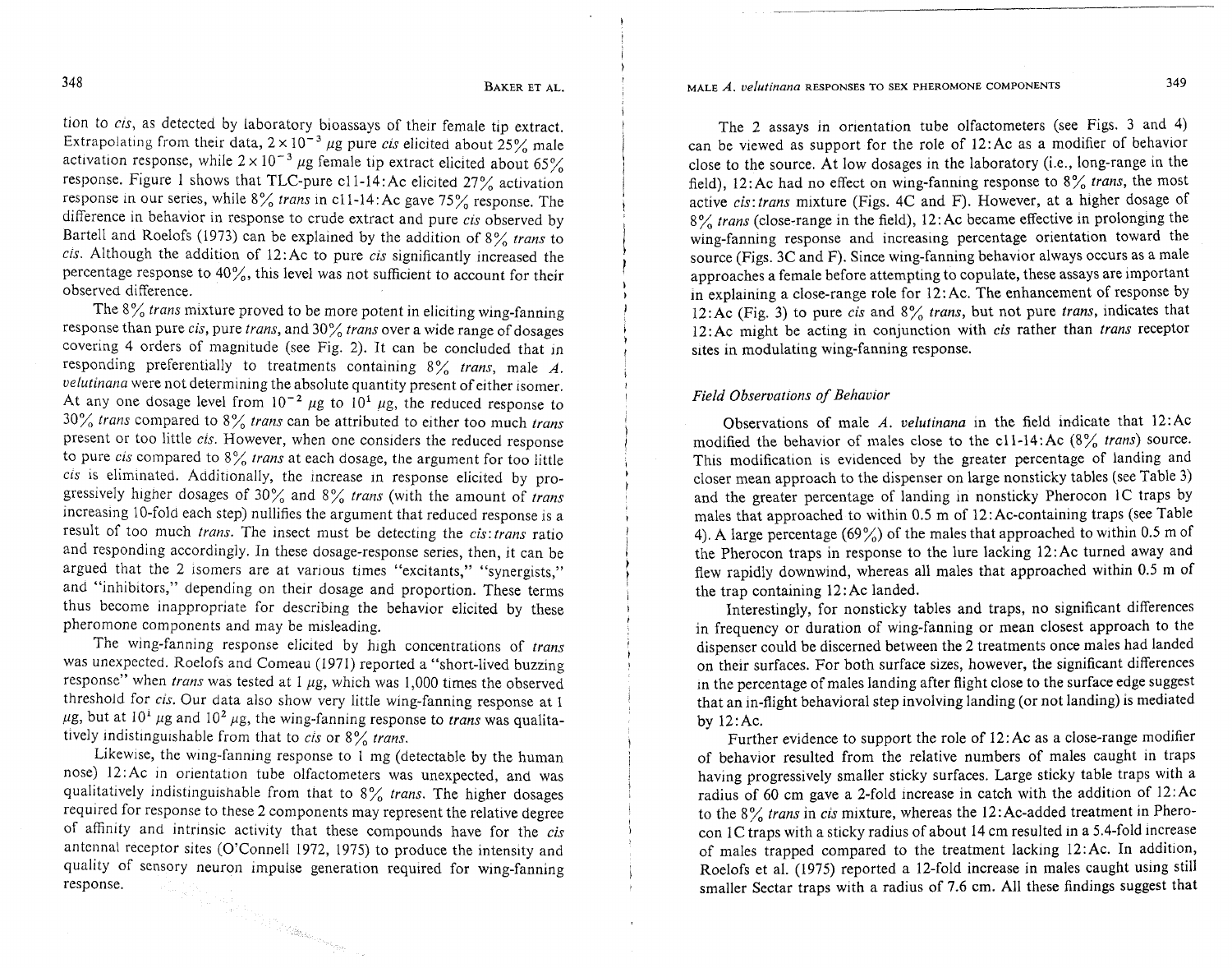tion to *cis*, as detected by laboratory bioassays of their female tip extract. Extrapolating from their data, $2 \times 10^{-3}$ μg pure *cis* elicited about 25% male activation response, while $2 \times 10^{-3}$ μg female tip extract elicited about 65% response. Figure 1 shows that TLC-pure c11-14:Ac elicited 27% activation response in our series, while 8% *trans* in c11-14:Ac gave 75% response. The difference in behavior in response to crude extract and pure *cis* observed by Bartell and Roelofs (1973) can be explained by the addition of 8% *trans* to *cis*. Although the addition of 12:Ac to pure *cis* significantly increased the percentage response to 40%, this level was not sufficient to account for their observed difference.

The 8% *trans* mixture proved to be more potent in eliciting wing-fanning response than pure *cis*, pure *trans*, and 30% *trans* over a wide range of dosages covering 4 orders of magnitude (see Fig. 2). It can be concluded that in responding preferentially to treatments containing 8% *trans*, male *A. velutinana* were not determining the absolute quantity present of either isomer. At any one dosage level from $10^{-2}$ μg to $10^{1}$ μg, the reduced response to 30% *trans* compared to 8% *trans* can be attributed to either too much *trans* present or too little *cis*. However, when one considers the reduced response to pure *cis* compared to 8% *trans* at each dosage, the argument for too little *cis* is eliminated. Additionally, the increase in response elicited by progressively higher dosages of 30% and 8% *trans* (with the amount of *trans* increasing 10-fold each step) nullifies the argument that reduced response is a result of too much *trans*. The insect must be detecting the *cis*:*trans* ratio and responding accordingly. In these dosage-response series, then, it can be argued that the 2 isomers are at various times "excitants," "synergists," and "inhibitors," depending on their dosage and proportion. These terms thus become inappropriate for describing the behavior elicited by these pheromone components and may be misleading.

The wing-fanning response elicited by high concentrations of *trans* was unexpected. Roelofs and Comeau (1971) reported a "short-lived buzzing response" when *trans* was tested at 1 μg, which was 1,000 times the observed threshold for *cis*. Our data also show very little wing-fanning response at 1 μg, but at $10^{1}$ μg and $10^{2}$ μg, the wing-fanning response to *trans* was qualitatively indistinguishable from that to *cis* or 8% *trans*.

Likewise, the wing-fanning response to 1 mg (detectable by the human nose) 12:Ac in orientation tube olfactometers was unexpected, and was qualitatively indistinguishable from that to 8% *trans*. The higher dosages required for response to these 2 components may represent the relative degree of affinity and intrinsic activity that these compounds have for the *cis* antennal receptor sites (O'Connell 1972, 1975) to produce the intensity and quality of sensory neuron impulse generation required for wing-fanning response.

The 2 assays in orientation tube olfactometers (see Figs. 3 and 4) can be viewed as support for the role of 12:Ac as a modifier of behavior close to the source. At low dosages in the laboratory (i.e., long-range in the field), 12:Ac had no effect on wing-fanning response to 8% *trans*, the most active *cis*:*trans* mixture (Figs. 4C and F). However, at a higher dosage of 8% *trans* (close-range in the field), 12:Ac became effective in prolonging the wing-fanning response and increasing percentage orientation toward the source (Figs. 3C and F). Since wing-fanning behavior always occurs as a male approaches a female before attempting to copulate, these assays are important in explaining a close-range role for 12:Ac. The enhancement of response by 12:Ac (Fig. 3) to pure *cis* and 8% *trans*, but not pure *trans*, indicates that 12:Ac might be acting in conjunction with *cis* rather than *trans* receptor sites in modulating wing-fanning response.

### *Field Observations of Behavior*

Observations of male *A. velutinana* in the field indicate that 12:Ac modified the behavior of males close to the c11-14:Ac (8% *trans*) source. This modification is evidenced by the greater percentage of landing and closer mean approach to the dispenser on large nonsticky tables (see Table 3) and the greater percentage of landing in nonsticky Pherocon 1C traps by males that approached to within 0.5 m of 12:Ac-containing traps (see Table 4). A large percentage (69%) of the males that approached to within 0.5 m of the Pherocon traps in response to the lure lacking 12:Ac turned away and flew rapidly downwind, whereas all males that approached within 0.5 m of the trap containing 12:Ac landed.

Interestingly, for nonsticky tables and traps, no significant differences in frequency or duration of wing-fanning or mean closest approach to the dispenser could be discerned between the 2 treatments once males had landed on their surfaces. For both surface sizes, however, the significant differences in the percentage of males landing after flight close to the surface edge suggest that an in-flight behavioral step involving landing (or not landing) is mediated by 12:Ac.

Further evidence to support the role of 12:Ac as a close-range modifier of behavior resulted from the relative numbers of males caught in traps having progressively smaller sticky surfaces. Large sticky table traps with a radius of 60 cm gave a 2-fold increase in catch with the addition of 12:Ac to the 8% *trans* in *cis* mixture, whereas the 12:Ac-added treatment in Pherocon 1C traps with a sticky radius of about 14 cm resulted in a 5.4-fold increase of males trapped compared to the treatment lacking 12:Ac. In addition, Roelofs et al. (1975) reported a 12-fold increase in males caught using still smaller Sectar traps with a radius of 7.6 cm. All these findings suggest that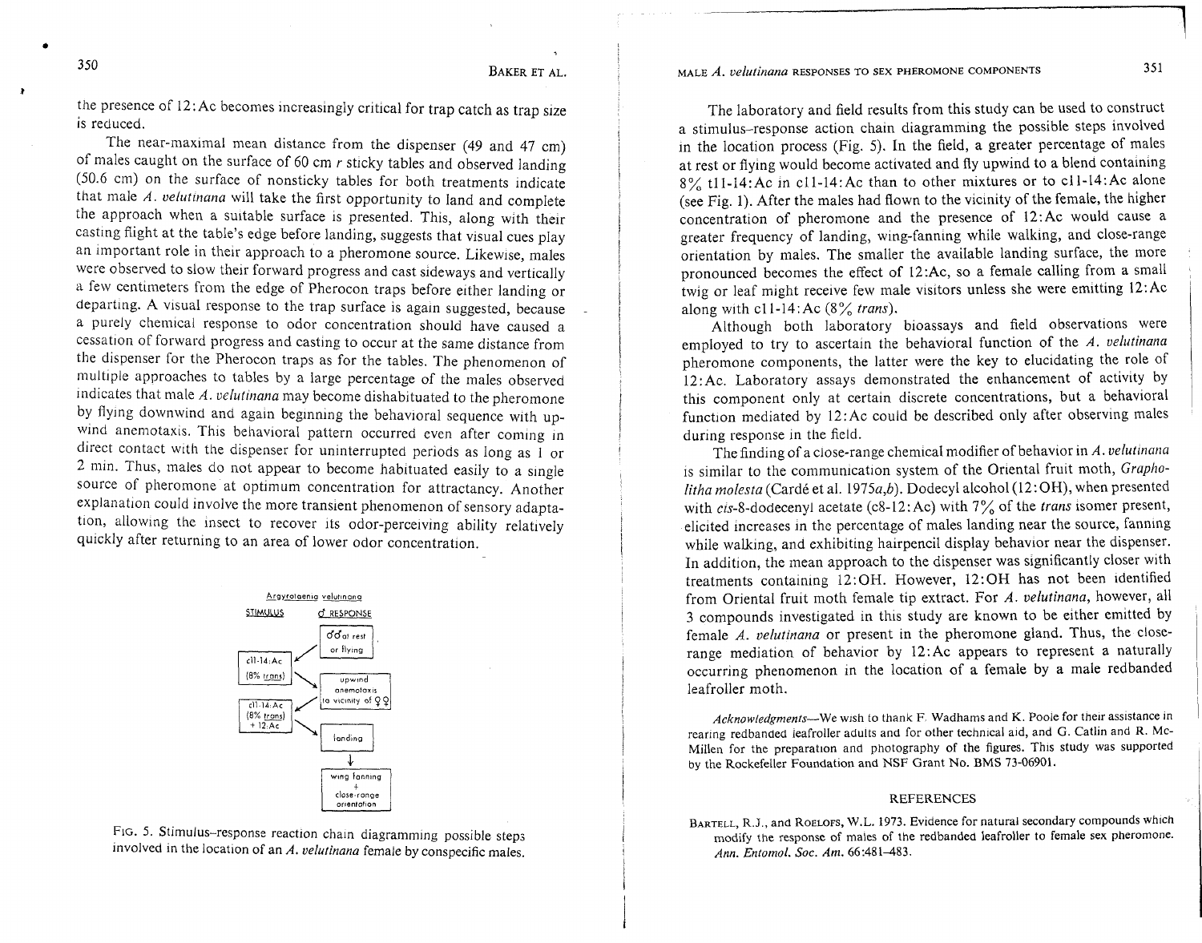the presence of 12:Ac becomes increasingly critical for trap catch as trap size is reduced.

The near-maximal mean distance from the dispenser (49 and 47 cm) of males caught on the surface of 60 cm *r* sticky tables and observed landing (50.6 cm) on the surface of nonsticky tables for both treatments indicate that male *A. velutinana* will take the first opportunity to land and complete the approach when a suitable surface is presented. This, along with their casting flight at the table's edge before landing, suggests that visual cues play an important role in their approach to a pheromone source. Likewise, males were observed to slow their forward progress and cast sideways and vertically a few centimeters from the edge of Pherocon traps before either landing or departing. A visual response to the trap surface is again suggested, because a purely chemical response to odor concentration should have caused a cessation of forward progress and casting to occur at the same distance from the dispenser for the Pherocon traps as for the tables. The phenomenon of multiple approaches to tables by a large percentage of the males observed indicates that male *A. velutinana* may become dishabituated to the pheromone by flying downwind and again beginning the behavioral sequence with upwind anemotaxis. This behavioral pattern occurred even after coming in direct contact with the dispenser for uninterrupted periods as long as 1 or 2 min. Thus, males do not appear to become habituated easily to a single source of pheromone at optimum concentration for attractancy. Another explanation could involve the more transient phenomenon of sensory adaptation, allowing the insect to recover its odor-perceiving ability relatively quickly after returning to an area of lower odor concentration.

FIG. 5. Stimulus–response reaction chain diagramming possible steps involved in the location of an *A. velutinana* female by conspecific males.

The laboratory and field results from this study can be used to construct a stimulus–response action chain diagramming the possible steps involved in the location process (Fig. 5). In the field, a greater percentage of males at rest or flying would become activated and fly upwind to a blend containing 8% t11-14:Ac in c11-14:Ac than to other mixtures or to c11-14:Ac alone (see Fig. 1). After the males had flown to the vicinity of the female, the higher concentration of pheromone and the presence of 12:Ac would cause a greater frequency of landing, wing-fanning while walking, and close-range orientation by males. The smaller the available landing surface, the more pronounced becomes the effect of 12:Ac, so a female calling from a small twig or leaf might receive few male visitors unless she were emitting 12:Ac along with c11-14:Ac (8% *trans*).

Although both laboratory bioassays and field observations were employed to try to ascertain the behavioral function of the *A. velutinana* pheromone components, the latter were the key to elucidating the role of 12:Ac. Laboratory assays demonstrated the enhancement of activity by this component only at certain discrete concentrations, but a behavioral function mediated by 12:Ac could be described only after observing males during response in the field.

The finding of a close-range chemical modifier of behavior in *A. velutinana* is similar to the communication system of the Oriental fruit moth, *Grapholitha molesta* (Cardé et al. 1975*a*,*b*). Dodecyl alcohol (12:OH), when presented with *cis*-8-dodecenyl acetate (c8-12:Ac) with 7% of the *trans* isomer present, elicited increases in the percentage of males landing near the source, fanning while walking, and exhibiting hairpencil display behavior near the dispenser. In addition, the mean approach to the dispenser was significantly closer with treatments containing 12:OH. However, 12:OH has not been identified from Oriental fruit moth female tip extract. For *A. velutinana*, however, all 3 compounds investigated in this study are known to be either emitted by female *A. velutinana* or present in the pheromone gland. Thus, the close-range mediation of behavior by 12:Ac appears to represent a naturally occurring phenomenon in the location of a female by a male redbanded leafroller moth.

*Acknowledgments*—We wish to thank F. Wadhams and K. Poole for their assistance in rearing redbanded leafroller adults and for other technical aid, and G. Catlin and R. McMillen for the preparation and photography of the figures. This study was supported by the Rockefeller Foundation and NSF Grant No. BMS 73-06901.

## REFERENCES

BARTELL, R.J., and ROELOFS, W.L. 1973. Evidence for natural secondary compounds which modify the response of males of the redbanded leafroller to female sex pheromone. *Ann. Entomol. Soc. Am.* 66:481–483.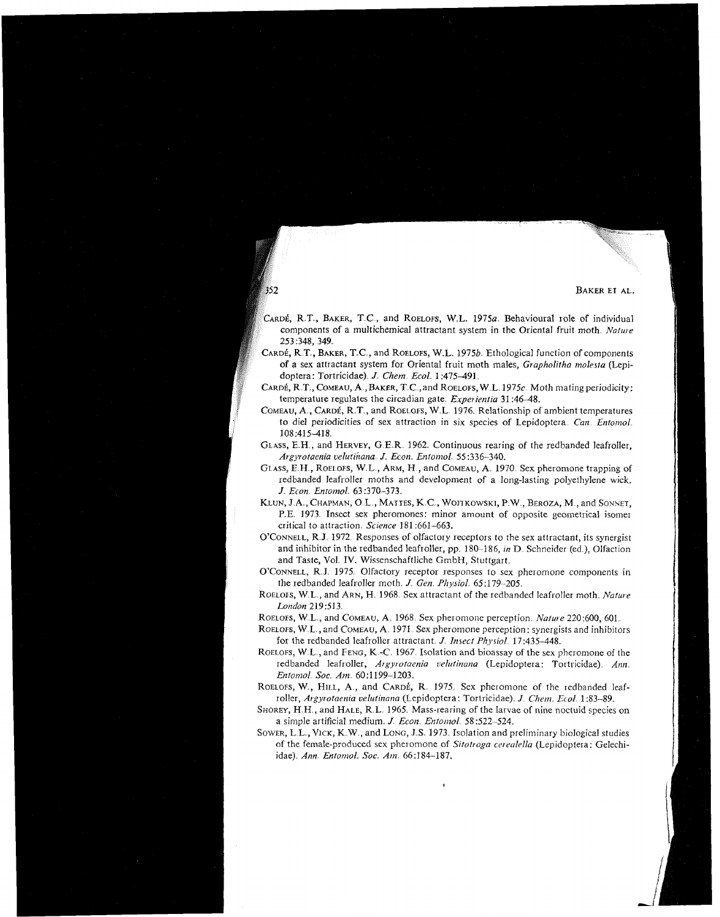CARDÉ, R.T., BAKER, T.C., and ROELOFS, W.L. 1975*a*. Behavioural role of individual components of a multichemical attractant system in the Oriental fruit moth. *Nature* 253:348, 349.

CARDÉ, R.T., BAKER, T.C., and ROELOFS, W.L. 1975*b*. Ethological function of components of a sex attractant system for Oriental fruit moth males, *Grapholitha molesta* (Lepidoptera: Tortricidae). *J. Chem. Ecol.* 1:475–491.

CARDÉ, R.T., COMEAU, A., BAKER, T.C., and ROELOFS, W.L. 1975*c*. Moth mating periodicity: temperature regulates the circadian gate. *Experientia* 31:46–48.

COMEAU, A., CARDÉ, R.T., and ROELOFS, W.L. 1976. Relationship of ambient temperatures to diel periodicities of sex attraction in six species of Lepidoptera. *Can. Entomol.* 108:415–418.

GLASS, E.H., and HERVEY, G.E.R. 1962. Continuous rearing of the redbanded leafroller, *Argyrotaenia velutinana*. *J. Econ. Entomol.* 55:336–340.

GLASS, E.H., ROELOFS, W.L., ARM, H., and COMEAU, A. 1970. Sex pheromone trapping of redbanded leafroller moths and development of a long-lasting polyethylene wick. *J. Econ. Entomol.* 63:370–373.

KLUN, J.A., CHAPMAN, O.L., MATTES, K.C., WOJTKOWSKI, P.W., BEROZA, M., and SONNET, P.E. 1973. Insect sex pheromones: minor amount of opposite geometrical isomer critical to attraction. *Science* 181:661–663.

O'CONNELL, R.J. 1972. Responses of olfactory receptors to the sex attractant, its synergist and inhibitor in the redbanded leafroller, pp. 180–186, *in* D. Schneider (ed.), Olfaction and Taste, Vol. IV. Wissenschaftliche GmbH, Stuttgart.

O'CONNELL, R.J. 1975. Olfactory receptor responses to sex pheromone components in the redbanded leafroller moth. *J. Gen. Physiol.* 65:179–205.

ROELOFS, W.L., and ARN, H. 1968. Sex attractant of the redbanded leafroller moth. *Nature London* 219:513.

ROELOFS, W.L., and COMEAU, A. 1968. Sex pheromone perception. *Nature* 220:600, 601.

ROELOFS, W.L., and COMEAU, A. 1971. Sex pheromone perception: synergists and inhibitors for the redbanded leafroller attractant. *J. Insect Physiol.* 17:435–448.

ROELOFS, W.L., and FENG, K.-C. 1967. Isolation and bioassay of the sex pheromone of the redbanded leafroller, *Argyrotaenia velutinana* (Lepidoptera: Tortricidae). *Ann. Entomol. Soc. Am.* 60:1199–1203.

ROELOFS, W., HILL, A., and CARDÉ, R. 1975. Sex pheromone of the redbanded leafroller, *Argyrotaenia velutinana* (Lepidoptera: Tortricidae). *J. Chem. Ecol.* 1:83–89.

SHOREY, H.H., and HALE, R.L. 1965. Mass-rearing of the larvae of nine noctuid species on a simple artificial medium. *J. Econ. Entomol.* 58:522–524.

SOWER, L.L., VICK, K.W., and LONG, J.S. 1973. Isolation and preliminary biological studies of the female-produced sex pheromone of *Sitotroga cerealella* (Lepidoptera: Gelechiidae). *Ann. Entomol. Soc. Am.* 66:184–187.